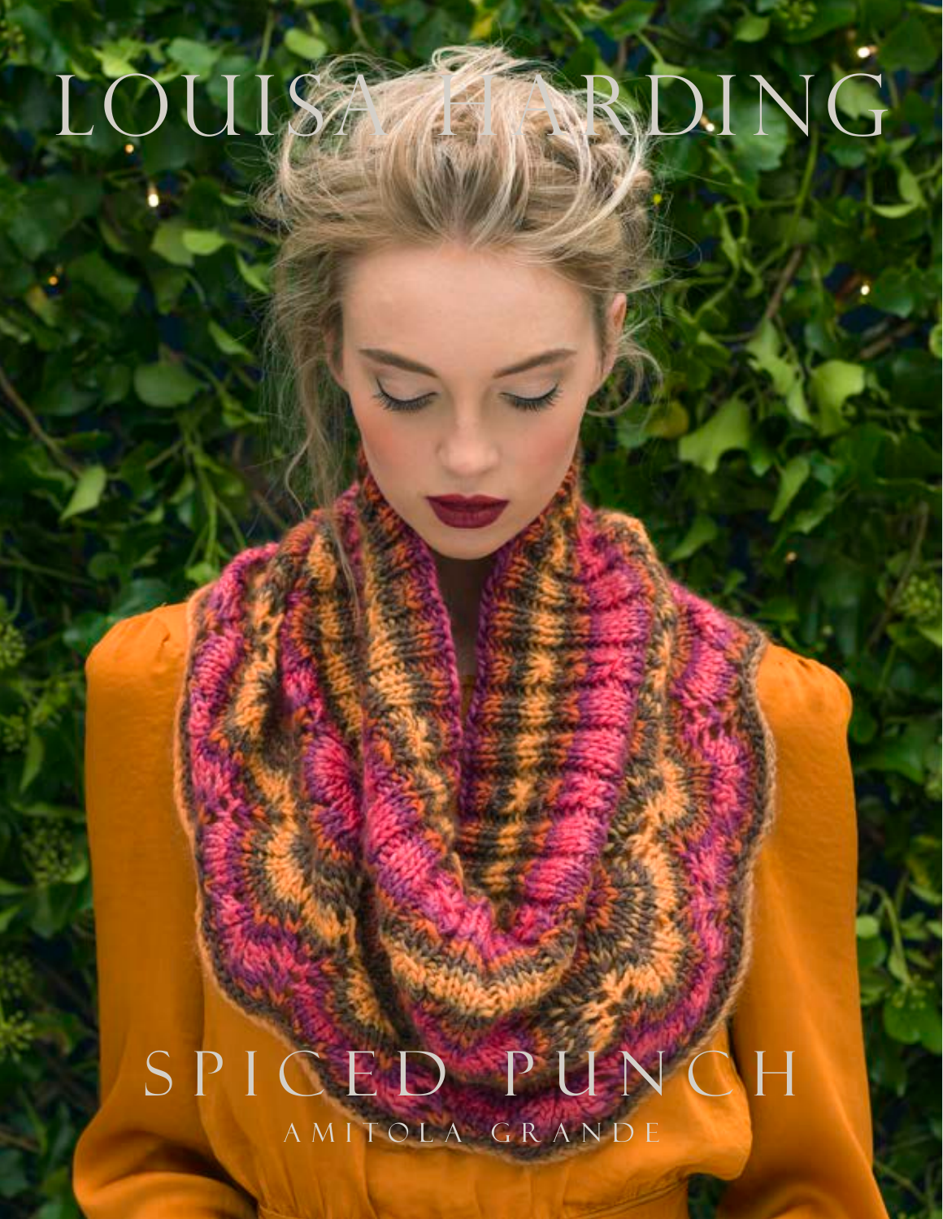# LOUISA HARDING

## SPICED PUNCH

AMITOLA GRANDE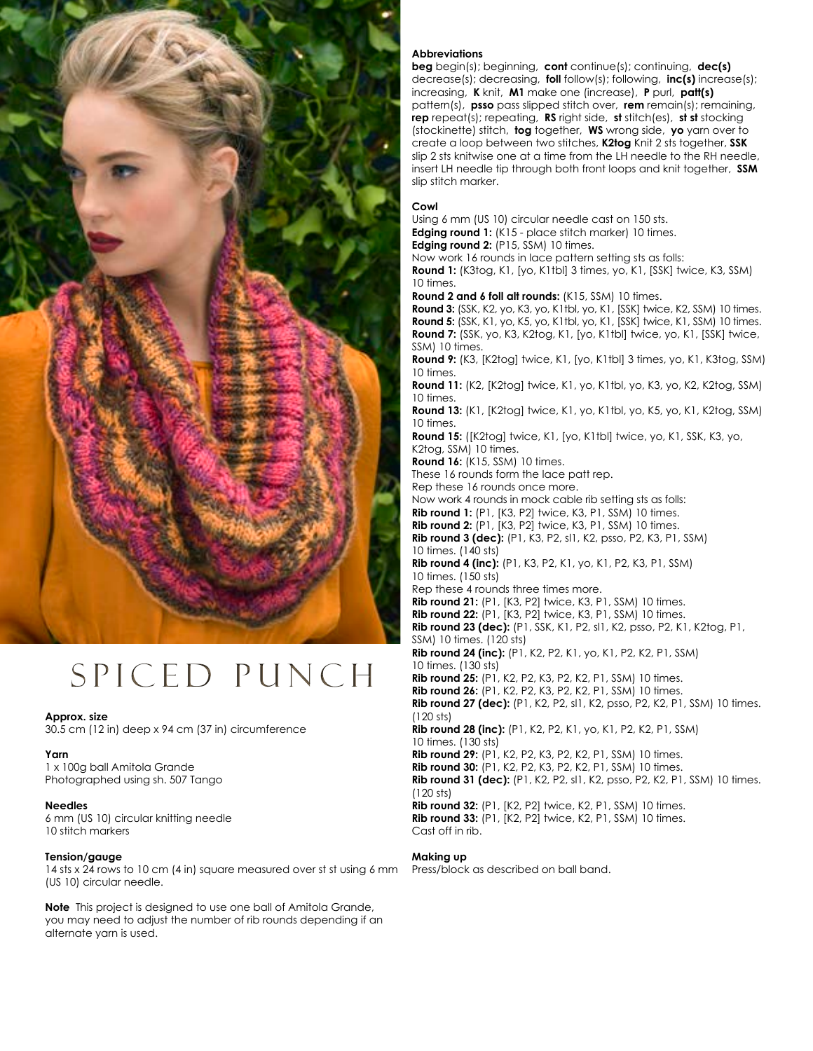# SPICED PUNCH

**Approx. size**
30.5 cm (12 in) deep x 94 cm (37 in) circumference

**Yarn**
1 x 100g ball Amitola Grande
Photographed using sh. 507 Tango

**Needles**
6 mm (US 10) circular knitting needle
10 stitch markers

**Tension/gauge**
14 sts x 24 rows to 10 cm (4 in) square measured over st st using 6 mm (US 10) circular needle.

**Note** This project is designed to use one ball of Amitola Grande, you may need to adjust the number of rib rounds depending if an alternate yarn is used.

**Abbreviations**
**beg** begin(s); beginning, **cont** continue(s); continuing, **dec(s)** decrease(s); decreasing, **foll** follow(s); following, **inc(s)** increase(s); increasing, **K** knit, **M1** make one (increase), **P** purl, **patt(s)** pattern(s), **psso** pass slipped stitch over, **rem** remain(s); remaining, **rep** repeat(s); repeating, **RS** right side, **st** stitch(es), **st st** stocking (stockinette) stitch, **tog** together, **WS** wrong side, **yo** yarn over to create a loop between two stitches, **K2tog** Knit 2 sts together, **SSK** slip 2 sts knitwise one at a time from the LH needle to the RH needle, insert LH needle tip through both front loops and knit together, **SSM** slip stitch marker.

**Cowl**
Using 6 mm (US 10) circular needle cast on 150 sts.
**Edging round 1:** (K15 - place stitch marker) 10 times.
**Edging round 2:** (P15, SSM) 10 times.
Now work 16 rounds in lace pattern setting sts as folls:
**Round 1:** (K3tog, K1, [yo, K1tbl] 3 times, yo, K1, [SSK] twice, K3, SSM) 10 times.
**Round 2 and 6 foll alt rounds:** (K15, SSM) 10 times.
**Round 3:** (SSK, K2, yo, K3, yo, K1tbl, yo, K1, [SSK] twice, K2, SSM) 10 times.
**Round 5:** (SSK, K1, yo, K5, yo, K1tbl, yo, K1, [SSK] twice, K1, SSM) 10 times.
**Round 7:** (SSK, yo, K3, K2tog, K1, [yo, K1tbl] twice, yo, K1, [SSK] twice, SSM) 10 times.
**Round 9:** (K3, [K2tog] twice, K1, [yo, K1tbl] 3 times, yo, K1, K3tog, SSM) 10 times.
**Round 11:** (K2, [K2tog] twice, K1, yo, K1tbl, yo, K3, yo, K2, K2tog, SSM) 10 times.
**Round 13:** (K1, [K2tog] twice, K1, yo, K1tbl, yo, K5, yo, K1, K2tog, SSM) 10 times.
**Round 15:** ([K2tog] twice, K1, [yo, K1tbl] twice, yo, K1, SSK, K3, yo, K2tog, SSM) 10 times.
**Round 16:** (K15, SSM) 10 times.
These 16 rounds form the lace patt rep.
Rep these 16 rounds once more.
Now work 4 rounds in mock cable rib setting sts as folls:
**Rib round 1:** (P1, [K3, P2] twice, K3, P1, SSM) 10 times.
**Rib round 2:** (P1, [K3, P2] twice, K3, P1, SSM) 10 times.
**Rib round 3 (dec):** (P1, K3, P2, sl1, K2, psso, P2, K3, P1, SSM) 10 times. (140 sts)
**Rib round 4 (inc):** (P1, K3, P2, K1, yo, K1, P2, K3, P1, SSM) 10 times. (150 sts)
Rep these 4 rounds three times more.
**Rib round 21:** (P1, [K3, P2] twice, K3, P1, SSM) 10 times.
**Rib round 22:** (P1, [K3, P2] twice, K3, P1, SSM) 10 times.
**Rib round 23 (dec):** (P1, SSK, K1, P2, sl1, K2, psso, P2, K1, K2tog, P1, SSM) 10 times. (120 sts)
**Rib round 24 (inc):** (P1, K2, P2, K1, yo, K1, P2, K2, P1, SSM) 10 times. (130 sts)
**Rib round 25:** (P1, K2, P2, K3, P2, K2, P1, SSM) 10 times.
**Rib round 26:** (P1, K2, P2, K3, P2, K2, P1, SSM) 10 times.
**Rib round 27 (dec):** (P1, K2, P2, sl1, K2, psso, P2, K2, P1, SSM) 10 times. (120 sts)
**Rib round 28 (inc):** (P1, K2, P2, K1, yo, K1, P2, K2, P1, SSM) 10 times. (130 sts)
**Rib round 29:** (P1, K2, P2, K3, P2, K2, P1, SSM) 10 times.
**Rib round 30:** (P1, K2, P2, K3, P2, K2, P1, SSM) 10 times.
**Rib round 31 (dec):** (P1, K2, P2, sl1, K2, psso, P2, K2, P1, SSM) 10 times. (120 sts)
**Rib round 32:** (P1, [K2, P2] twice, K2, P1, SSM) 10 times.
**Rib round 33:** (P1, [K2, P2] twice, K2, P1, SSM) 10 times.
Cast off in rib.

**Making up**
Press/block as described on ball band.